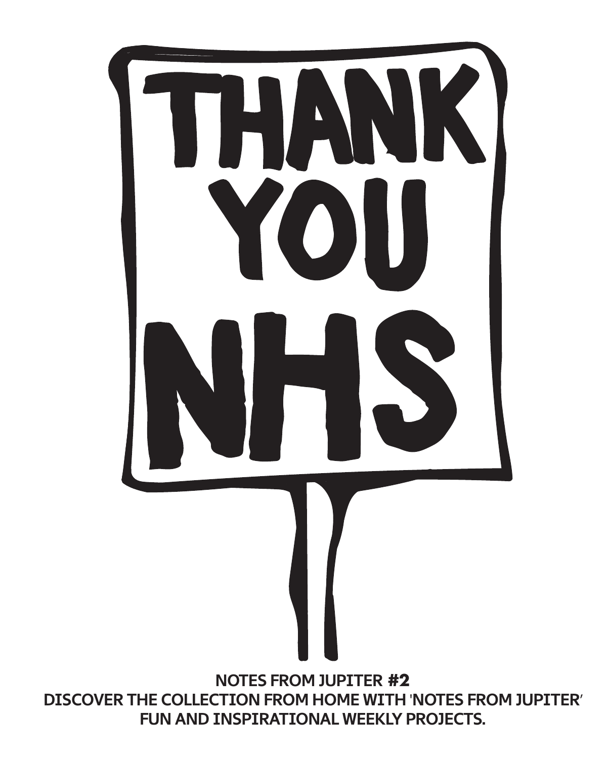# THANK YOU NHS

**NOTES FROM JUPITER #2**

**DISCOVER THE COLLECTION FROM HOME WITH 'NOTES FROM JUPITER' FUN AND INSPIRATIONAL WEEKLY PROJECTS.**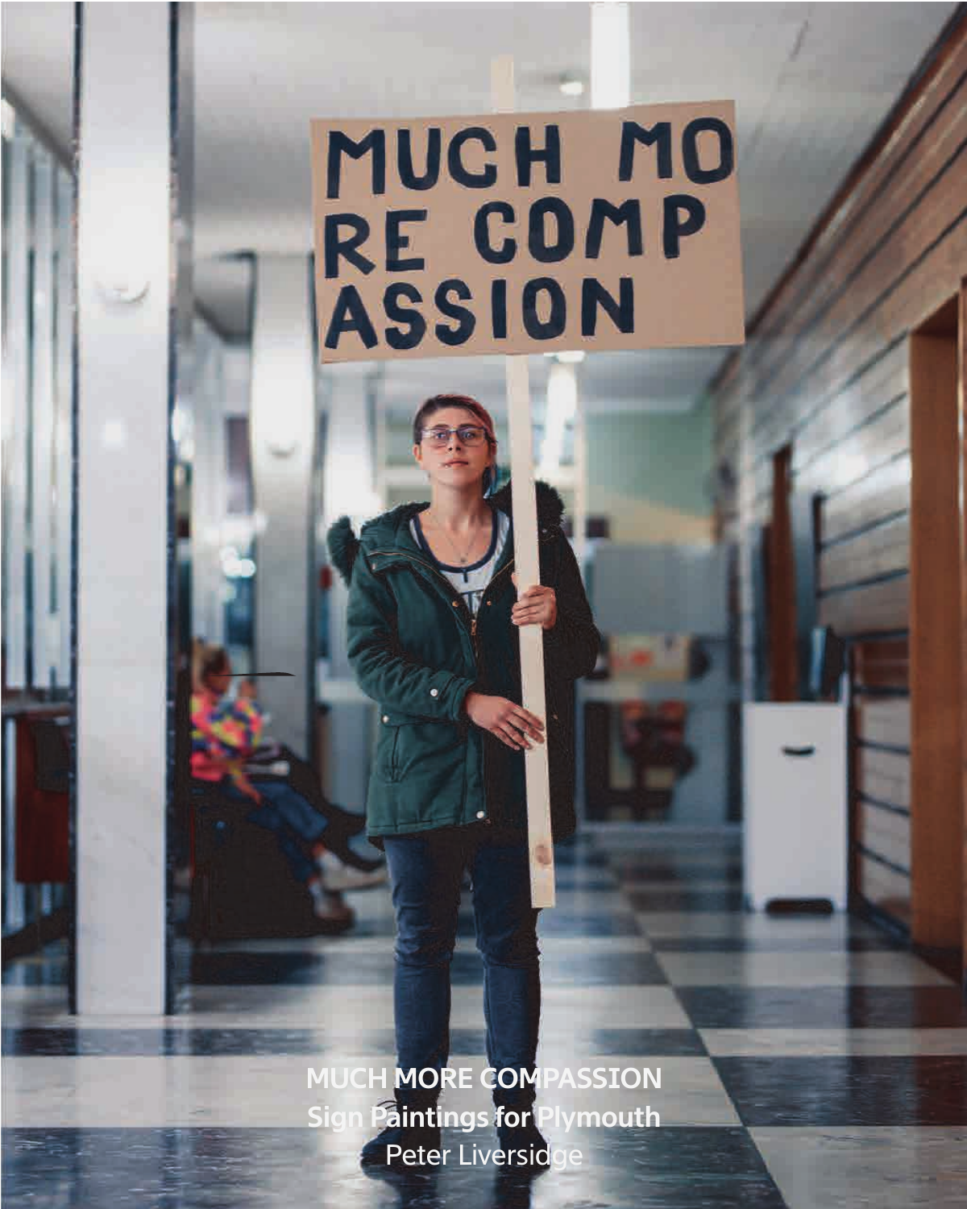**MUCH MORE COMPASSION**

**Sign Paintings for Plymouth**

Peter Liversidge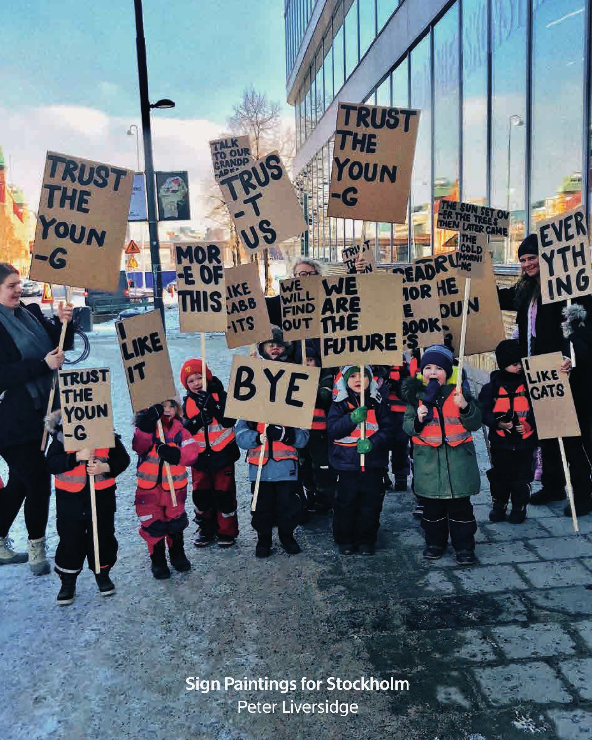**Sign Paintings for Stockholm**
Peter Liversidge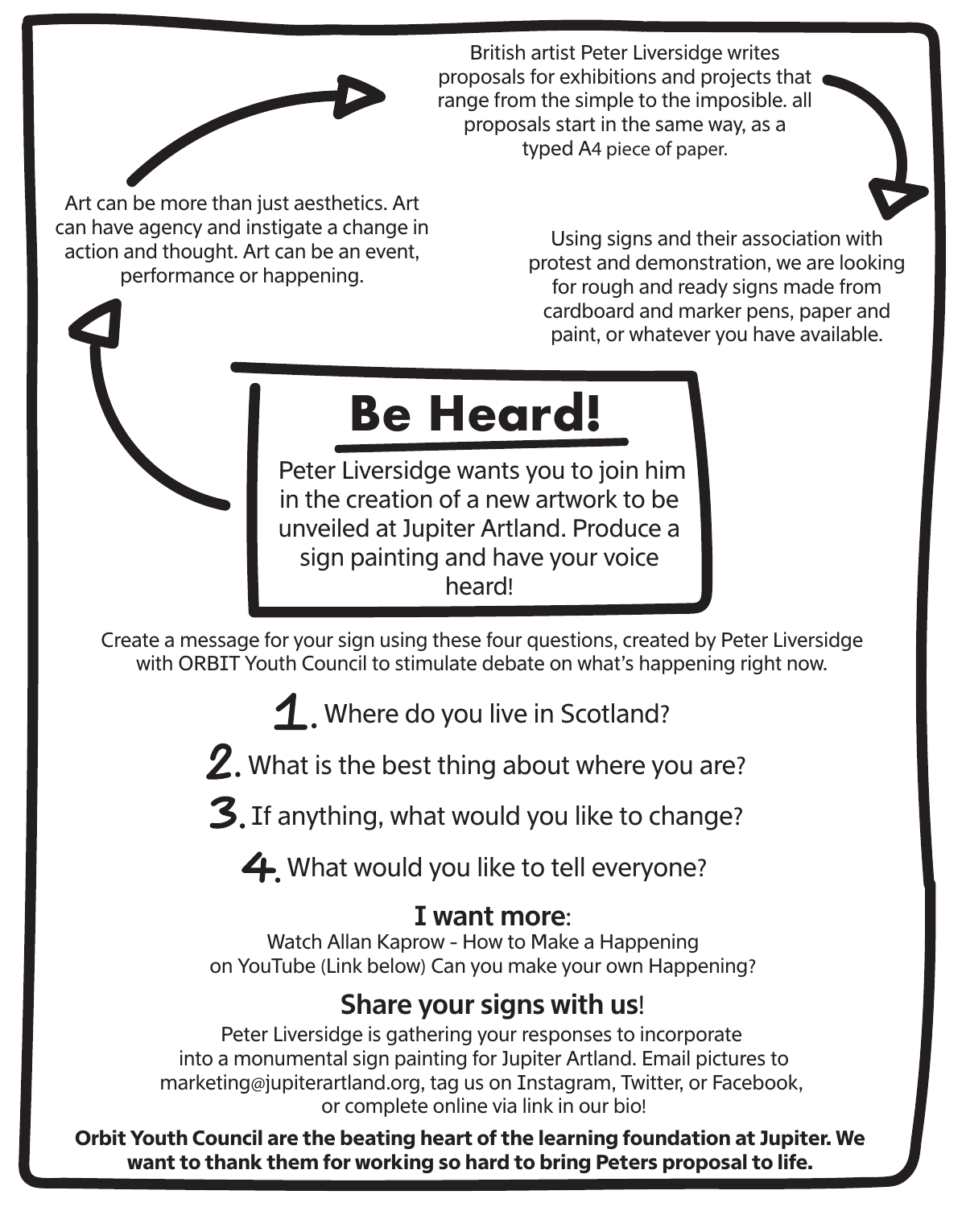Art can be more than just aesthetics. Art can have agency and instigate a change in action and thought. Art can be an event, performance or happening.

British artist Peter Liversidge writes proposals for exhibitions and projects that range from the simple to the imposible. all proposals start in the same way, as a typed A4 piece of paper.

Using signs and their association with protest and demonstration, we are looking for rough and ready signs made from cardboard and marker pens, paper and paint, or whatever you have available.

# Be Heard!

Peter Liversidge wants you to join him in the creation of a new artwork to be unveiled at Jupiter Artland. Produce a sign painting and have your voice heard!

Create a message for your sign using these four questions, created by Peter Liversidge with ORBIT Youth Council to stimulate debate on what's happening right now.

1. Where do you live in Scotland?
2. What is the best thing about where you are?
3. If anything, what would you like to change?
4. What would you like to tell everyone?

## I want more:

Watch Allan Kaprow - How to Make a Happening on YouTube (Link below) Can you make your own Happening?

## Share your signs with us!

Peter Liversidge is gathering your responses to incorporate into a monumental sign painting for Jupiter Artland. Email pictures to marketing@jupiterartland.org, tag us on Instagram, Twitter, or Facebook, or complete online via link in our bio!

**Orbit Youth Council are the beating heart of the learning foundation at Jupiter. We want to thank them for working so hard to bring Peters proposal to life.**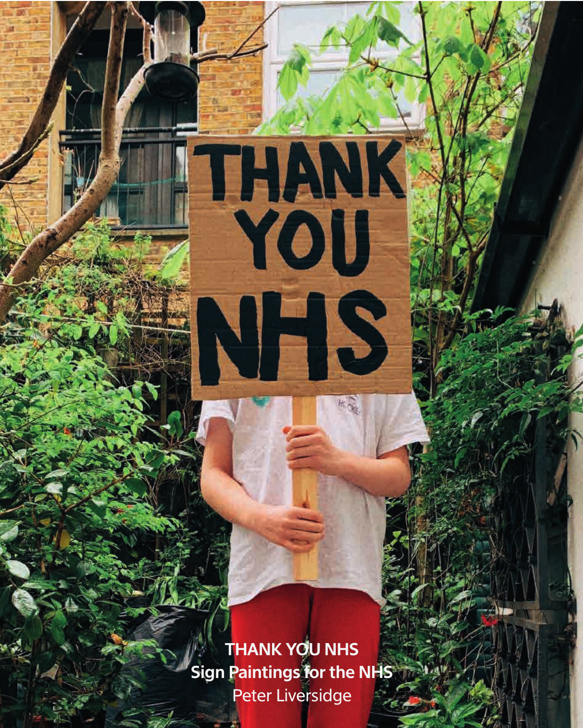**THANK YOU NHS**
**Sign Paintings for the NHS**
Peter Liversidge